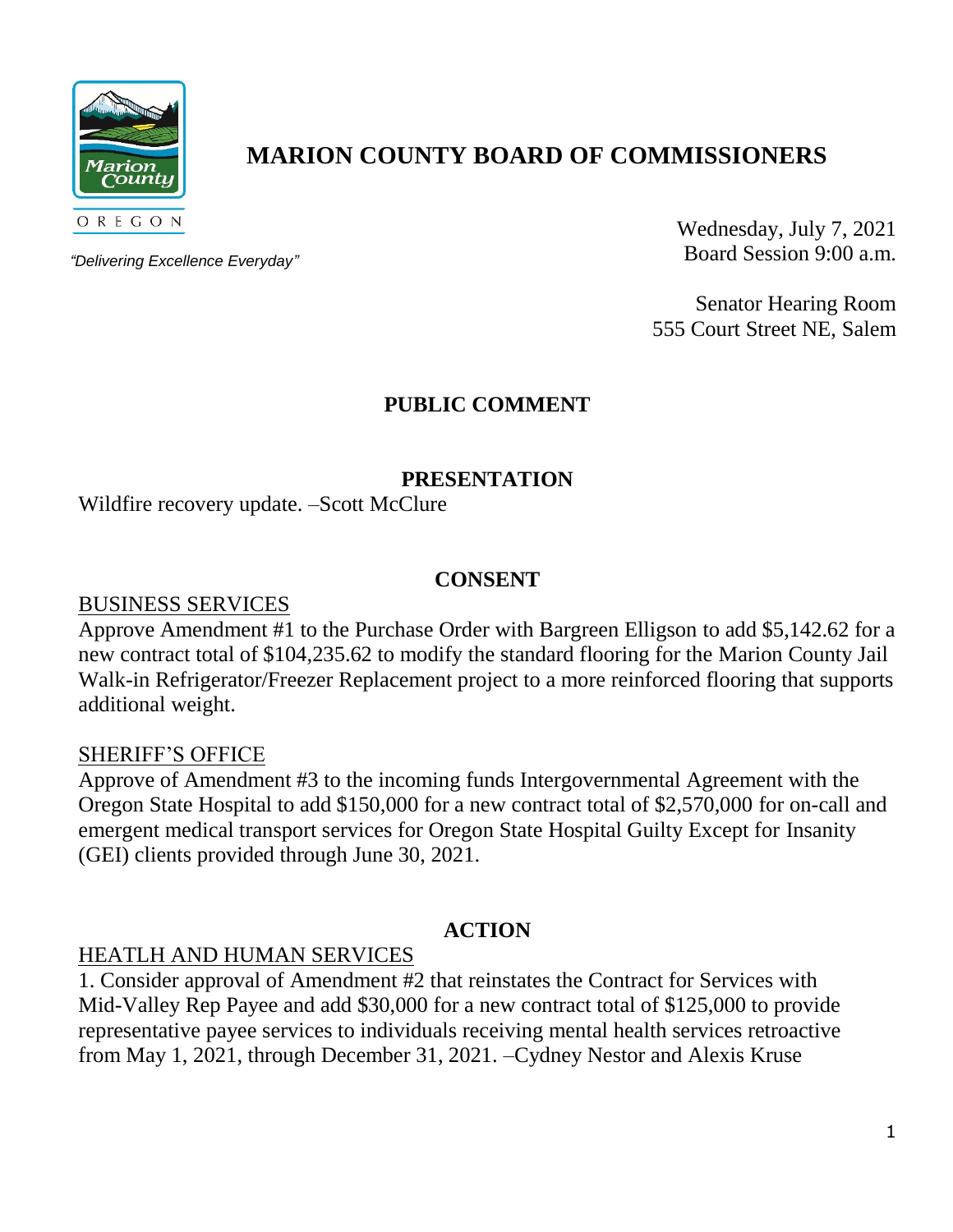# MARION COUNTY BOARD OF COMMISSIONERS

*"Delivering Excellence Everyday"*

Wednesday, July 7, 2021
Board Session 9:00 a.m.

Senator Hearing Room
555 Court Street NE, Salem

## PUBLIC COMMENT

## PRESENTATION

Wildfire recovery update. –Scott McClure

## CONSENT

### BUSINESS SERVICES

Approve Amendment #1 to the Purchase Order with Bargreen Elligson to add $5,142.62 for a new contract total of $104,235.62 to modify the standard flooring for the Marion County Jail Walk-in Refrigerator/Freezer Replacement project to a more reinforced flooring that supports additional weight.

### SHERIFF'S OFFICE

Approve of Amendment #3 to the incoming funds Intergovernmental Agreement with the Oregon State Hospital to add $150,000 for a new contract total of $2,570,000 for on-call and emergent medical transport services for Oregon State Hospital Guilty Except for Insanity (GEI) clients provided through June 30, 2021.

## ACTION

### HEATLH AND HUMAN SERVICES

1. Consider approval of Amendment #2 that reinstates the Contract for Services with Mid-Valley Rep Payee and add $30,000 for a new contract total of $125,000 to provide representative payee services to individuals receiving mental health services retroactive from May 1, 2021, through December 31, 2021. –Cydney Nestor and Alexis Kruse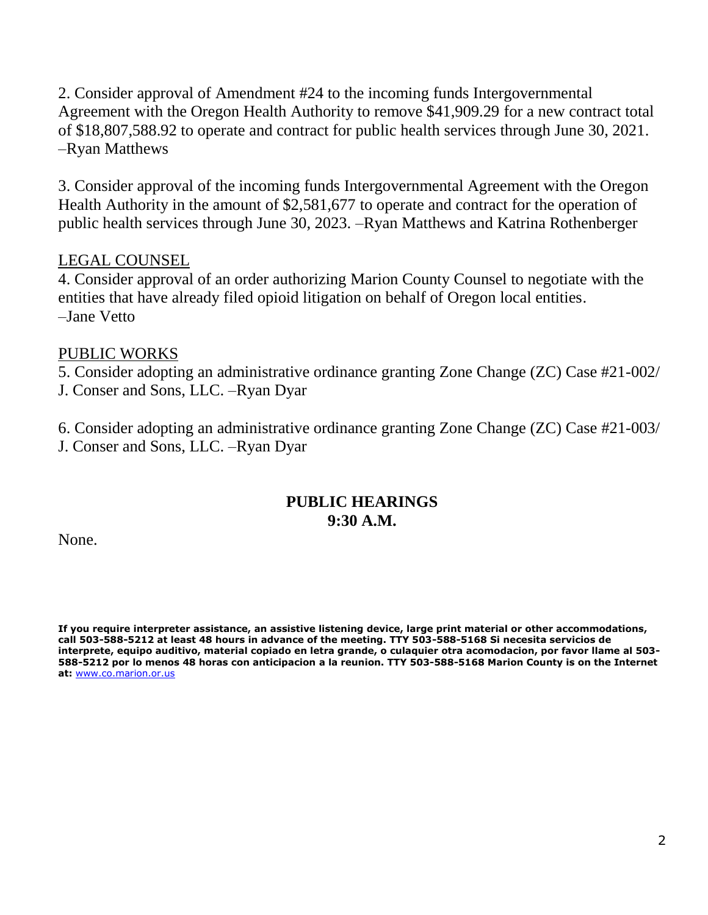2. Consider approval of Amendment #24 to the incoming funds Intergovernmental Agreement with the Oregon Health Authority to remove $41,909.29 for a new contract total of $18,807,588.92 to operate and contract for public health services through June 30, 2021. –Ryan Matthews

3. Consider approval of the incoming funds Intergovernmental Agreement with the Oregon Health Authority in the amount of $2,581,677 to operate and contract for the operation of public health services through June 30, 2023. –Ryan Matthews and Katrina Rothenberger

LEGAL COUNSEL

4. Consider approval of an order authorizing Marion County Counsel to negotiate with the entities that have already filed opioid litigation on behalf of Oregon local entities. –Jane Vetto

PUBLIC WORKS

5. Consider adopting an administrative ordinance granting Zone Change (ZC) Case #21-002/ J. Conser and Sons, LLC. –Ryan Dyar

6. Consider adopting an administrative ordinance granting Zone Change (ZC) Case #21-003/ J. Conser and Sons, LLC. –Ryan Dyar

## PUBLIC HEARINGS
## 9:30 A.M.

None.

**If you require interpreter assistance, an assistive listening device, large print material or other accommodations, call 503-588-5212 at least 48 hours in advance of the meeting. TTY 503-588-5168 Si necesita servicios de interprete, equipo auditivo, material copiado en letra grande, o culaquier otra acomodacion, por favor llame al 503-588-5212 por lo menos 48 horas con anticipacion a la reunion. TTY 503-588-5168 Marion County is on the Internet at:** www.co.marion.or.us